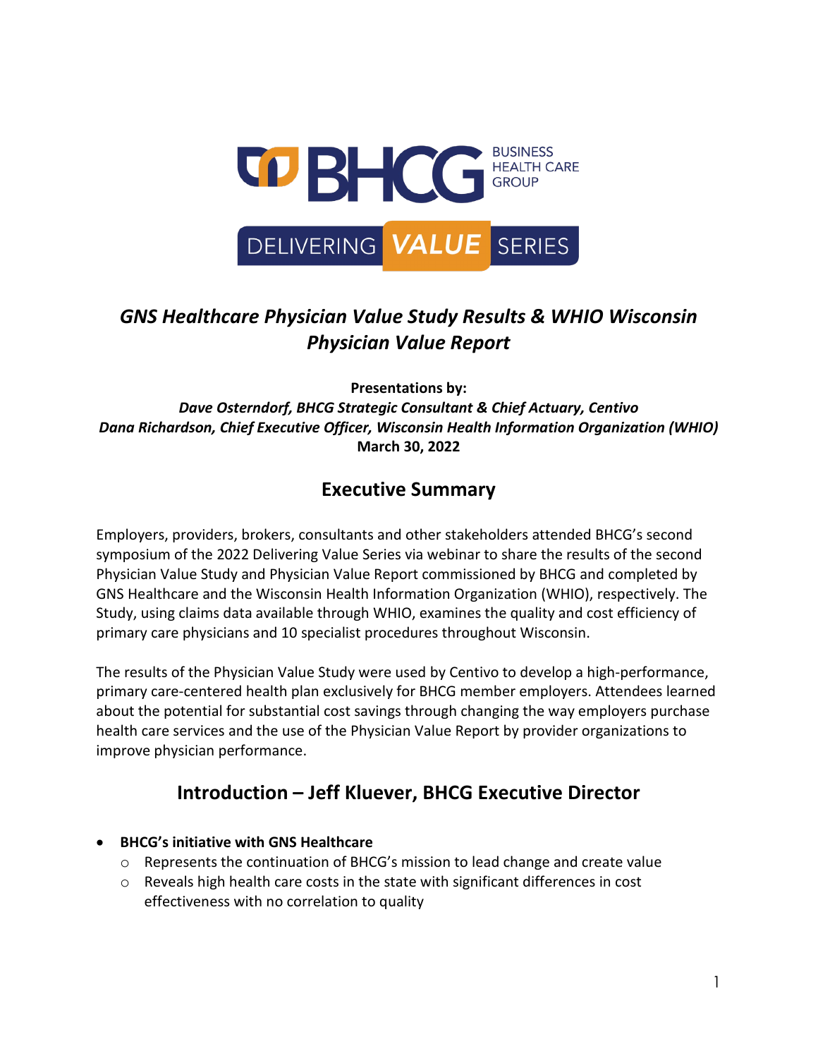BHCG BUSINESS HEALTH CARE GROUP

DELIVERING VALUE SERIES

# *GNS Healthcare Physician Value Study Results & WHIO Wisconsin Physician Value Report*

**Presentations by:**
***Dave Osterndorf, BHCG Strategic Consultant & Chief Actuary, Centivo***
***Dana Richardson, Chief Executive Officer, Wisconsin Health Information Organization (WHIO)***
**March 30, 2022**

## Executive Summary

Employers, providers, brokers, consultants and other stakeholders attended BHCG's second symposium of the 2022 Delivering Value Series via webinar to share the results of the second Physician Value Study and Physician Value Report commissioned by BHCG and completed by GNS Healthcare and the Wisconsin Health Information Organization (WHIO), respectively. The Study, using claims data available through WHIO, examines the quality and cost efficiency of primary care physicians and 10 specialist procedures throughout Wisconsin.

The results of the Physician Value Study were used by Centivo to develop a high-performance, primary care-centered health plan exclusively for BHCG member employers. Attendees learned about the potential for substantial cost savings through changing the way employers purchase health care services and the use of the Physician Value Report by provider organizations to improve physician performance.

## Introduction – Jeff Kluever, BHCG Executive Director

- **BHCG's initiative with GNS Healthcare**
  - Represents the continuation of BHCG's mission to lead change and create value
  - Reveals high health care costs in the state with significant differences in cost effectiveness with no correlation to quality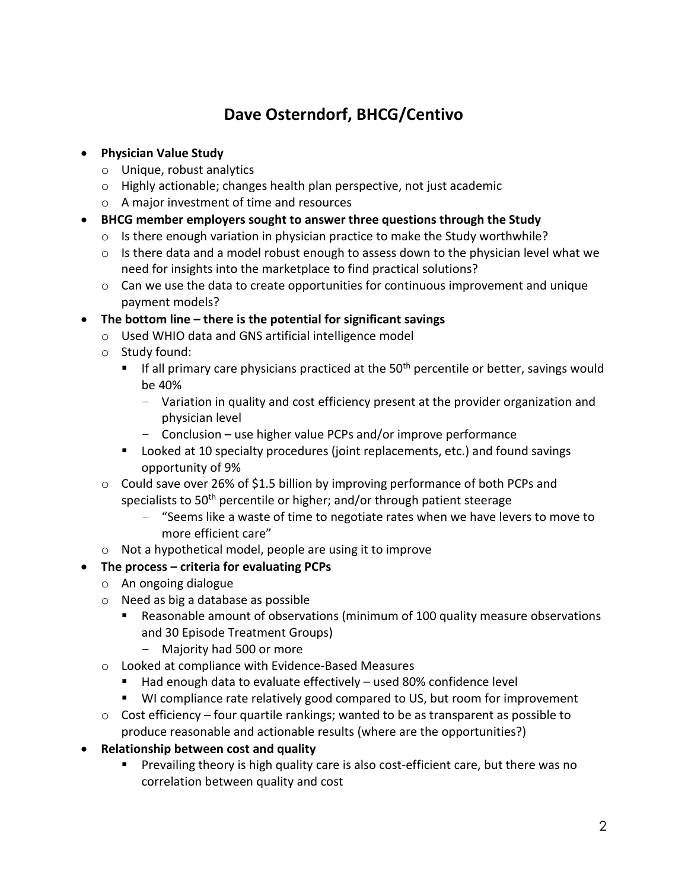## Dave Osterndorf, BHCG/Centivo

- **Physician Value Study**
  - Unique, robust analytics
  - Highly actionable; changes health plan perspective, not just academic
  - A major investment of time and resources
- **BHCG member employers sought to answer three questions through the Study**
  - Is there enough variation in physician practice to make the Study worthwhile?
  - Is there data and a model robust enough to assess down to the physician level what we need for insights into the marketplace to find practical solutions?
  - Can we use the data to create opportunities for continuous improvement and unique payment models?
- **The bottom line – there is the potential for significant savings**
  - Used WHIO data and GNS artificial intelligence model
  - Study found:
    - If all primary care physicians practiced at the 50th percentile or better, savings would be 40%
      - Variation in quality and cost efficiency present at the provider organization and physician level
      - Conclusion – use higher value PCPs and/or improve performance
    - Looked at 10 specialty procedures (joint replacements, etc.) and found savings opportunity of 9%
  - Could save over 26% of $1.5 billion by improving performance of both PCPs and specialists to 50th percentile or higher; and/or through patient steerage
    - "Seems like a waste of time to negotiate rates when we have levers to move to more efficient care"
  - Not a hypothetical model, people are using it to improve
- **The process – criteria for evaluating PCPs**
  - An ongoing dialogue
  - Need as big a database as possible
    - Reasonable amount of observations (minimum of 100 quality measure observations and 30 Episode Treatment Groups)
      - Majority had 500 or more
  - Looked at compliance with Evidence-Based Measures
    - Had enough data to evaluate effectively – used 80% confidence level
    - WI compliance rate relatively good compared to US, but room for improvement
  - Cost efficiency – four quartile rankings; wanted to be as transparent as possible to produce reasonable and actionable results (where are the opportunities?)
- **Relationship between cost and quality**
    - Prevailing theory is high quality care is also cost-efficient care, but there was no correlation between quality and cost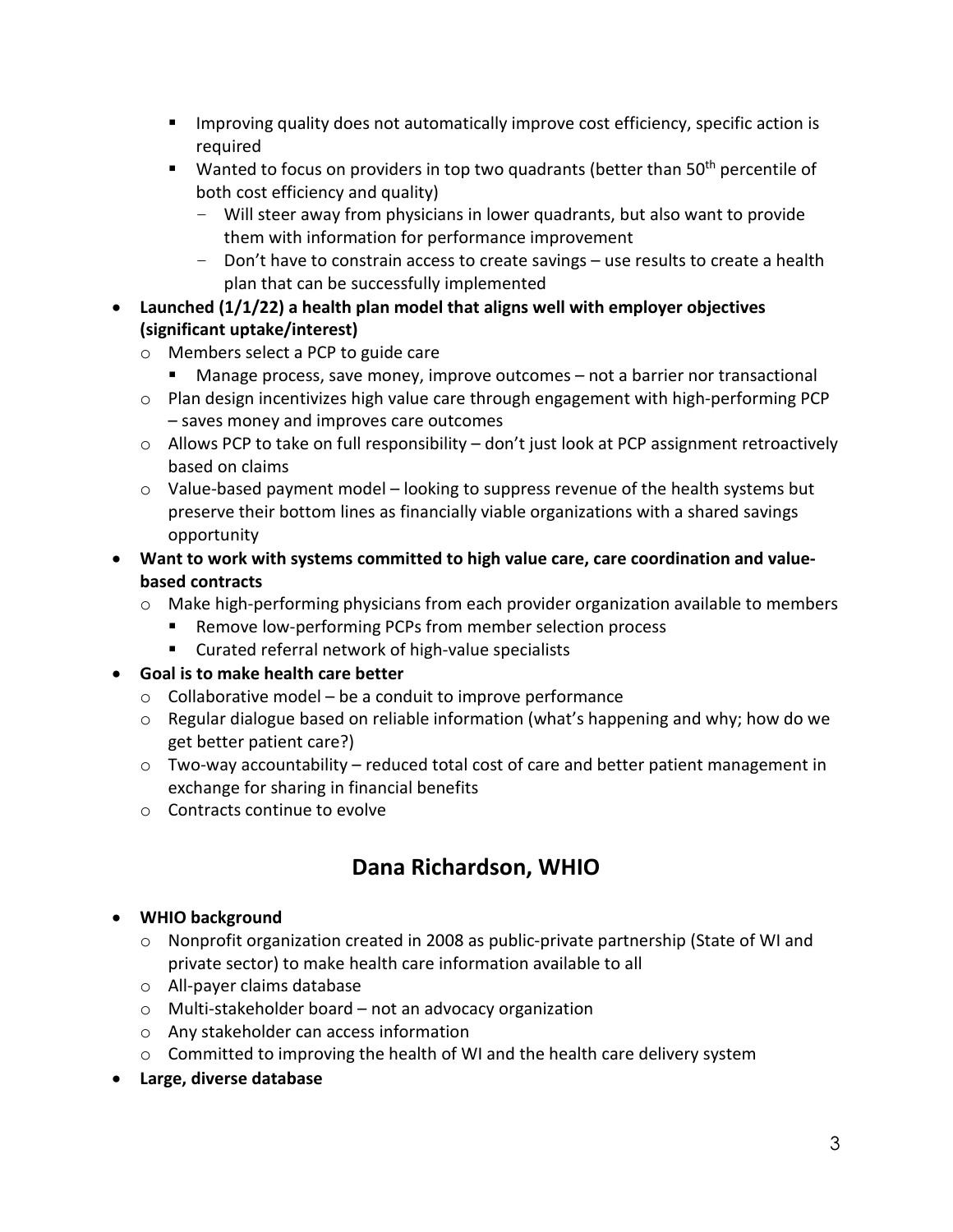- Improving quality does not automatically improve cost efficiency, specific action is required
        - Wanted to focus on providers in top two quadrants (better than 50th percentile of both cost efficiency and quality)
            - Will steer away from physicians in lower quadrants, but also want to provide them with information for performance improvement
            - Don't have to constrain access to create savings – use results to create a health plan that can be successfully implemented
- **Launched (1/1/22) a health plan model that aligns well with employer objectives (significant uptake/interest)**
    - Members select a PCP to guide care
        - Manage process, save money, improve outcomes – not a barrier nor transactional
    - Plan design incentivizes high value care through engagement with high-performing PCP – saves money and improves care outcomes
    - Allows PCP to take on full responsibility – don't just look at PCP assignment retroactively based on claims
    - Value-based payment model – looking to suppress revenue of the health systems but preserve their bottom lines as financially viable organizations with a shared savings opportunity
- **Want to work with systems committed to high value care, care coordination and value-based contracts**
    - Make high-performing physicians from each provider organization available to members
        - Remove low-performing PCPs from member selection process
        - Curated referral network of high-value specialists
- **Goal is to make health care better**
    - Collaborative model – be a conduit to improve performance
    - Regular dialogue based on reliable information (what's happening and why; how do we get better patient care?)
    - Two-way accountability – reduced total cost of care and better patient management in exchange for sharing in financial benefits
    - Contracts continue to evolve

## Dana Richardson, WHIO

- **WHIO background**
    - Nonprofit organization created in 2008 as public-private partnership (State of WI and private sector) to make health care information available to all
    - All-payer claims database
    - Multi-stakeholder board – not an advocacy organization
    - Any stakeholder can access information
    - Committed to improving the health of WI and the health care delivery system
- **Large, diverse database**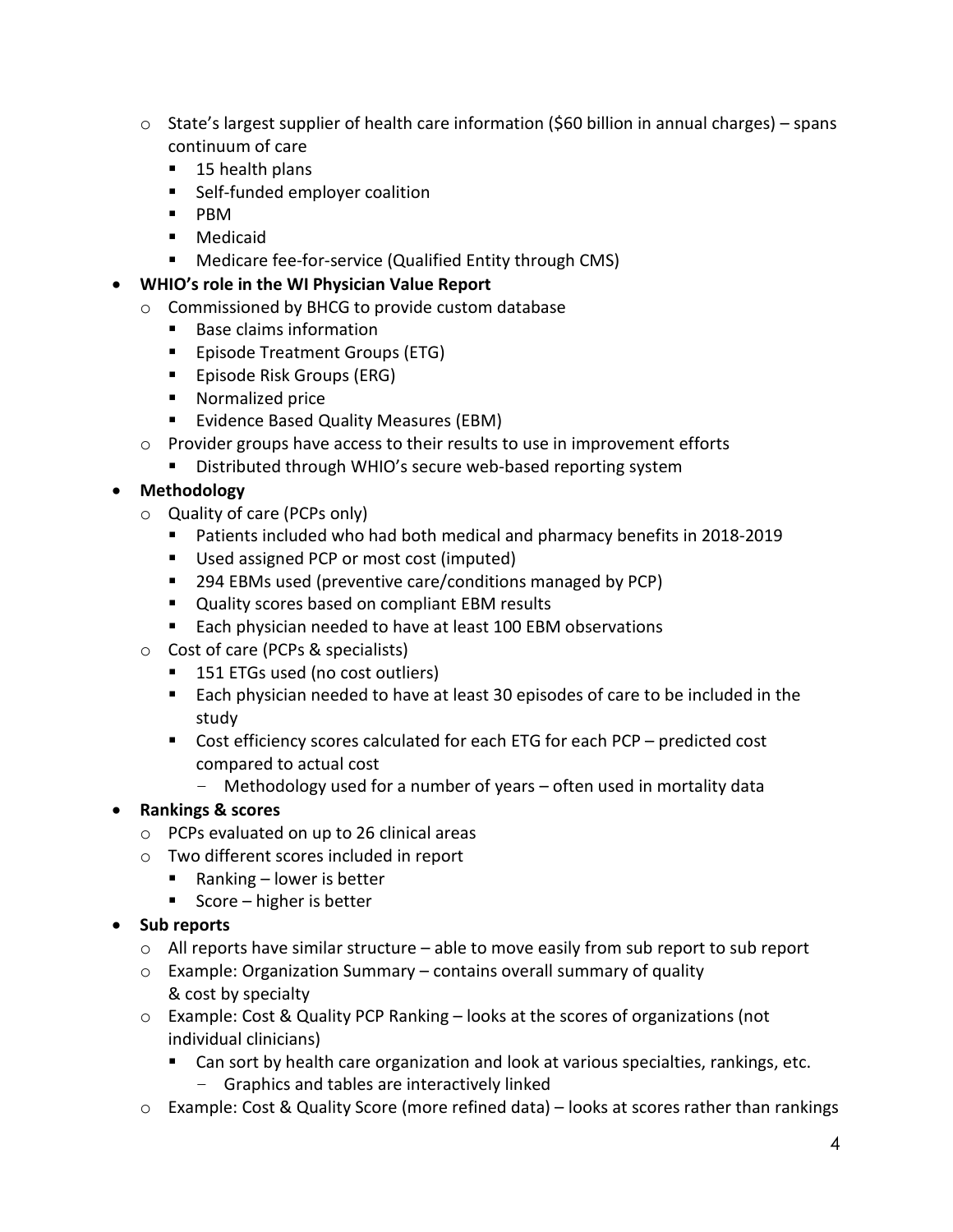- State's largest supplier of health care information ($60 billion in annual charges) – spans continuum of care
    - 15 health plans
    - Self-funded employer coalition
    - PBM
    - Medicaid
    - Medicare fee-for-service (Qualified Entity through CMS)
- **WHIO's role in the WI Physician Value Report**
  - Commissioned by BHCG to provide custom database
    - Base claims information
    - Episode Treatment Groups (ETG)
    - Episode Risk Groups (ERG)
    - Normalized price
    - Evidence Based Quality Measures (EBM)
  - Provider groups have access to their results to use in improvement efforts
    - Distributed through WHIO's secure web-based reporting system
- **Methodology**
  - Quality of care (PCPs only)
    - Patients included who had both medical and pharmacy benefits in 2018-2019
    - Used assigned PCP or most cost (imputed)
    - 294 EBMs used (preventive care/conditions managed by PCP)
    - Quality scores based on compliant EBM results
    - Each physician needed to have at least 100 EBM observations
  - Cost of care (PCPs & specialists)
    - 151 ETGs used (no cost outliers)
    - Each physician needed to have at least 30 episodes of care to be included in the study
    - Cost efficiency scores calculated for each ETG for each PCP – predicted cost compared to actual cost
      - Methodology used for a number of years – often used in mortality data
- **Rankings & scores**
  - PCPs evaluated on up to 26 clinical areas
  - Two different scores included in report
    - Ranking – lower is better
    - Score – higher is better
- **Sub reports**
  - All reports have similar structure – able to move easily from sub report to sub report
  - Example: Organization Summary – contains overall summary of quality & cost by specialty
  - Example: Cost & Quality PCP Ranking – looks at the scores of organizations (not individual clinicians)
    - Can sort by health care organization and look at various specialties, rankings, etc.
      - Graphics and tables are interactively linked
  - Example: Cost & Quality Score (more refined data) – looks at scores rather than rankings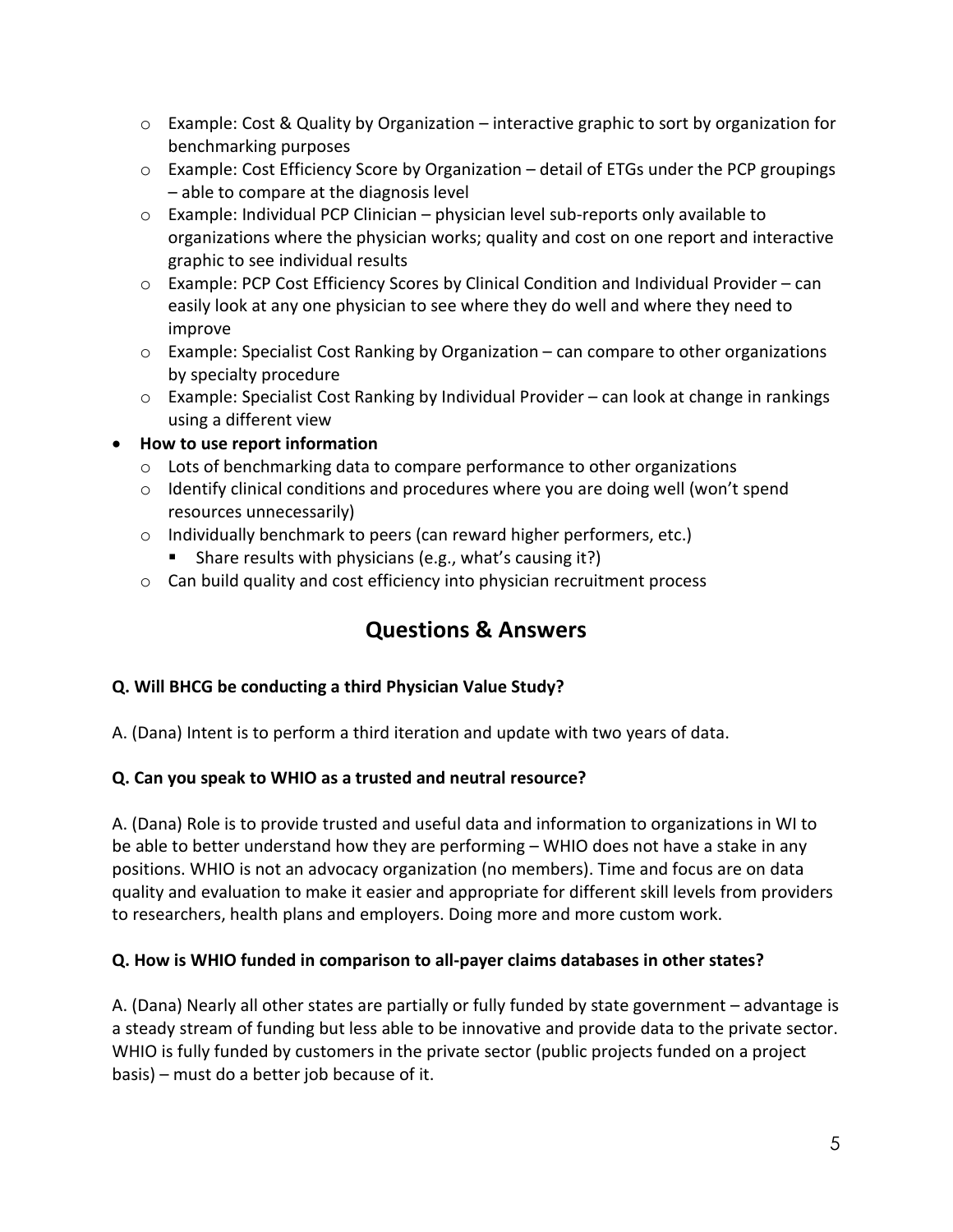- Example: Cost & Quality by Organization – interactive graphic to sort by organization for benchmarking purposes
  - Example: Cost Efficiency Score by Organization – detail of ETGs under the PCP groupings – able to compare at the diagnosis level
  - Example: Individual PCP Clinician – physician level sub-reports only available to organizations where the physician works; quality and cost on one report and interactive graphic to see individual results
  - Example: PCP Cost Efficiency Scores by Clinical Condition and Individual Provider – can easily look at any one physician to see where they do well and where they need to improve
  - Example: Specialist Cost Ranking by Organization – can compare to other organizations by specialty procedure
  - Example: Specialist Cost Ranking by Individual Provider – can look at change in rankings using a different view
- **How to use report information**
  - Lots of benchmarking data to compare performance to other organizations
  - Identify clinical conditions and procedures where you are doing well (won't spend resources unnecessarily)
  - Individually benchmark to peers (can reward higher performers, etc.)
    - Share results with physicians (e.g., what's causing it?)
  - Can build quality and cost efficiency into physician recruitment process

## Questions & Answers

**Q. Will BHCG be conducting a third Physician Value Study?**

A. (Dana) Intent is to perform a third iteration and update with two years of data.

**Q. Can you speak to WHIO as a trusted and neutral resource?**

A. (Dana) Role is to provide trusted and useful data and information to organizations in WI to be able to better understand how they are performing – WHIO does not have a stake in any positions. WHIO is not an advocacy organization (no members). Time and focus are on data quality and evaluation to make it easier and appropriate for different skill levels from providers to researchers, health plans and employers. Doing more and more custom work.

**Q. How is WHIO funded in comparison to all-payer claims databases in other states?**

A. (Dana) Nearly all other states are partially or fully funded by state government – advantage is a steady stream of funding but less able to be innovative and provide data to the private sector. WHIO is fully funded by customers in the private sector (public projects funded on a project basis) – must do a better job because of it.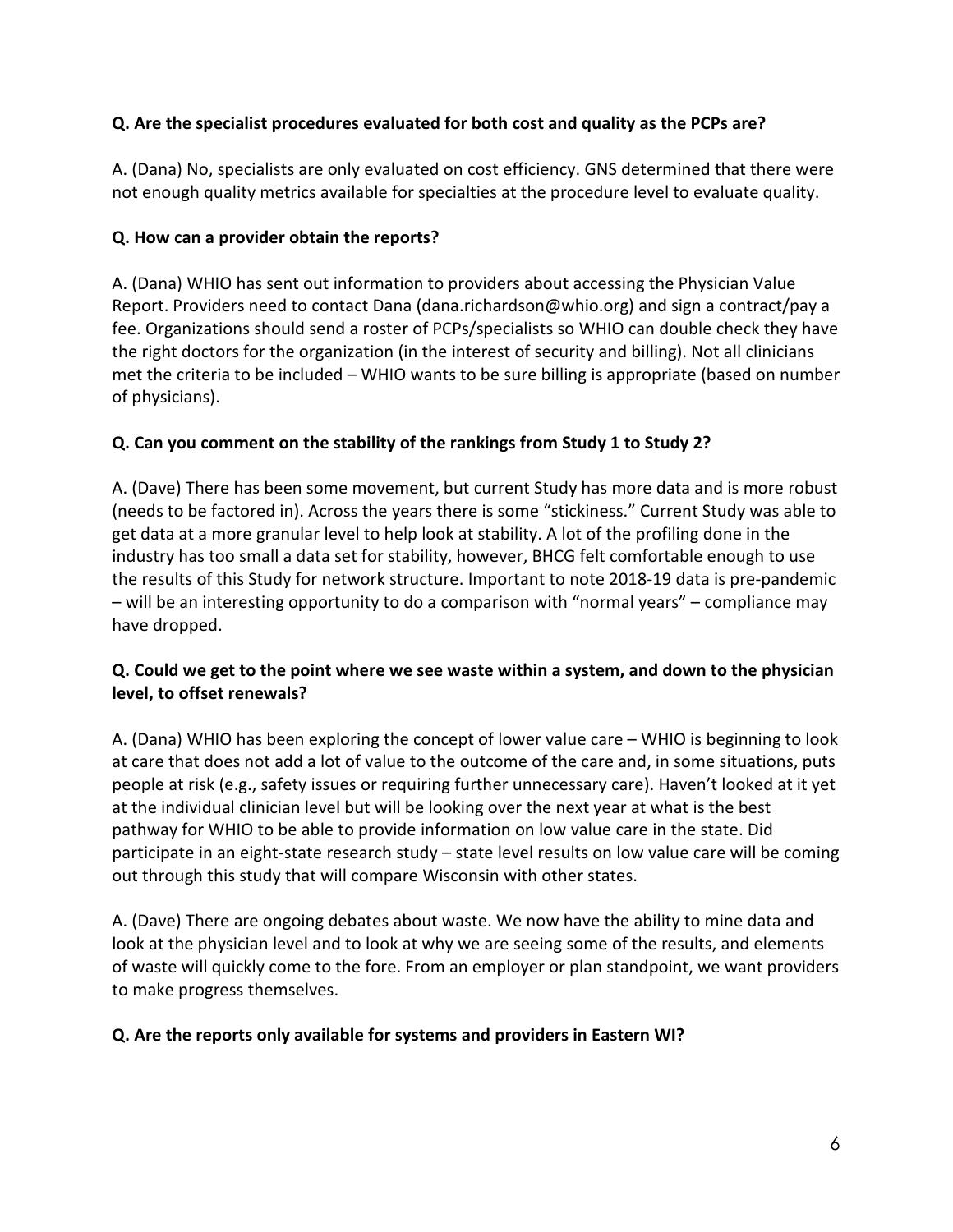**Q. Are the specialist procedures evaluated for both cost and quality as the PCPs are?**

A. (Dana) No, specialists are only evaluated on cost efficiency. GNS determined that there were not enough quality metrics available for specialties at the procedure level to evaluate quality.

**Q. How can a provider obtain the reports?**

A. (Dana) WHIO has sent out information to providers about accessing the Physician Value Report. Providers need to contact Dana (dana.richardson@whio.org) and sign a contract/pay a fee. Organizations should send a roster of PCPs/specialists so WHIO can double check they have the right doctors for the organization (in the interest of security and billing). Not all clinicians met the criteria to be included – WHIO wants to be sure billing is appropriate (based on number of physicians).

**Q. Can you comment on the stability of the rankings from Study 1 to Study 2?**

A. (Dave) There has been some movement, but current Study has more data and is more robust (needs to be factored in). Across the years there is some "stickiness." Current Study was able to get data at a more granular level to help look at stability. A lot of the profiling done in the industry has too small a data set for stability, however, BHCG felt comfortable enough to use the results of this Study for network structure. Important to note 2018-19 data is pre-pandemic – will be an interesting opportunity to do a comparison with "normal years" – compliance may have dropped.

**Q. Could we get to the point where we see waste within a system, and down to the physician level, to offset renewals?**

A. (Dana) WHIO has been exploring the concept of lower value care – WHIO is beginning to look at care that does not add a lot of value to the outcome of the care and, in some situations, puts people at risk (e.g., safety issues or requiring further unnecessary care). Haven't looked at it yet at the individual clinician level but will be looking over the next year at what is the best pathway for WHIO to be able to provide information on low value care in the state. Did participate in an eight-state research study – state level results on low value care will be coming out through this study that will compare Wisconsin with other states.

A. (Dave) There are ongoing debates about waste. We now have the ability to mine data and look at the physician level and to look at why we are seeing some of the results, and elements of waste will quickly come to the fore. From an employer or plan standpoint, we want providers to make progress themselves.

**Q. Are the reports only available for systems and providers in Eastern WI?**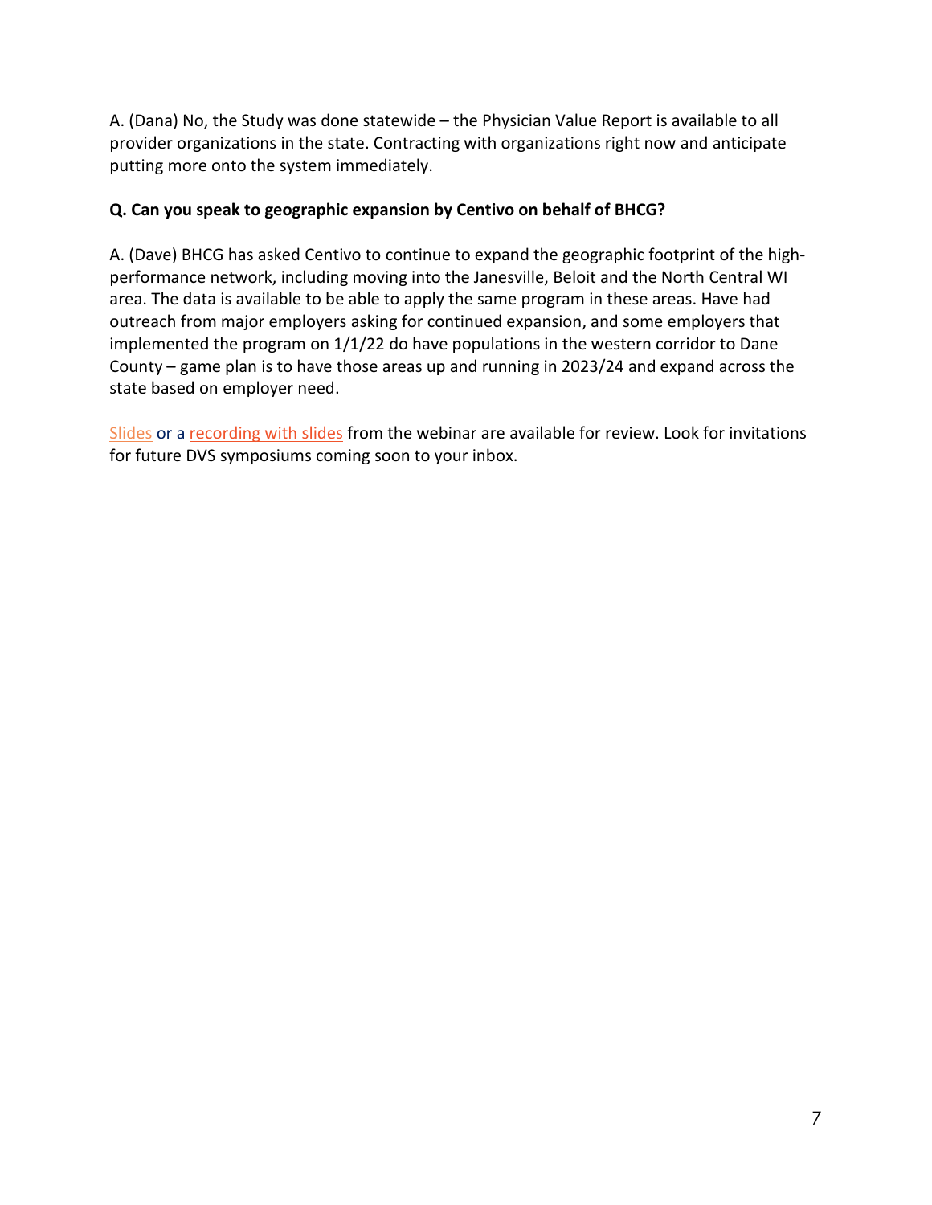A. (Dana) No, the Study was done statewide – the Physician Value Report is available to all provider organizations in the state. Contracting with organizations right now and anticipate putting more onto the system immediately.

**Q. Can you speak to geographic expansion by Centivo on behalf of BHCG?**

A. (Dave) BHCG has asked Centivo to continue to expand the geographic footprint of the high-performance network, including moving into the Janesville, Beloit and the North Central WI area. The data is available to be able to apply the same program in these areas. Have had outreach from major employers asking for continued expansion, and some employers that implemented the program on 1/1/22 do have populations in the western corridor to Dane County – game plan is to have those areas up and running in 2023/24 and expand across the state based on employer need.

Slides or a recording with slides from the webinar are available for review. Look for invitations for future DVS symposiums coming soon to your inbox.